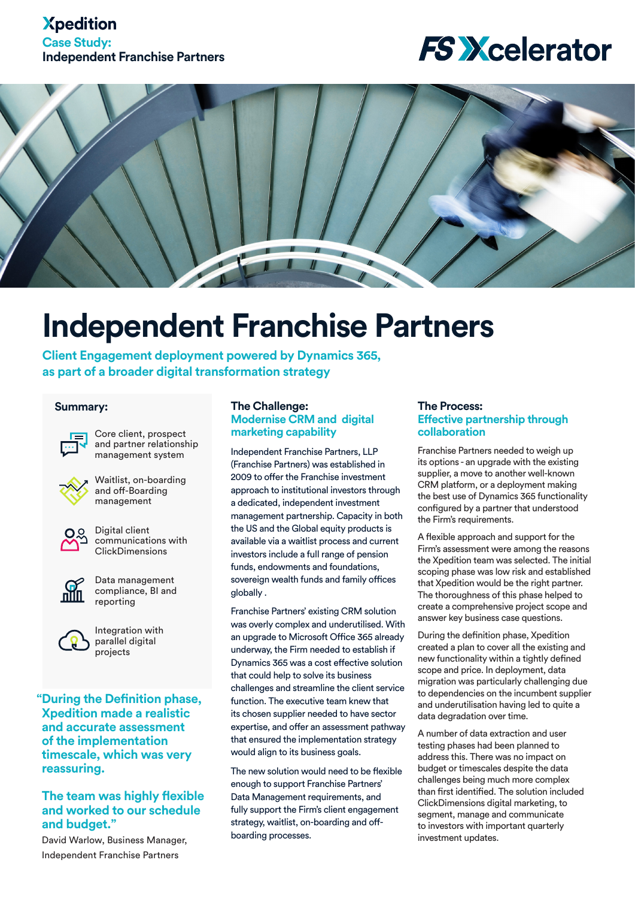**Xpedition**
**Case Study:**
**Independent Franchise Partners**

**FS Xcelerator**

# Independent Franchise Partners

## Client Engagement deployment powered by Dynamics 365, as part of a broader digital transformation strategy

### Summary:

- Core client, prospect and partner relationship management system
- Waitlist, on-boarding and off-Boarding management
- Digital client communications with ClickDimensions
- Data management compliance, BI and reporting
- Integration with parallel digital projects

**"During the Definition phase, Xpedition made a realistic and accurate assessment of the implementation timescale, which was very reassuring.**

**The team was highly flexible and worked to our schedule and budget."**

David Warlow, Business Manager, Independent Franchise Partners

### The Challenge:
### Modernise CRM and digital marketing capability

Independent Franchise Partners, LLP (Franchise Partners) was established in 2009 to offer the Franchise investment approach to institutional investors through a dedicated, independent investment management partnership. Capacity in both the US and the Global equity products is available via a waitlist process and current investors include a full range of pension funds, endowments and foundations, sovereign wealth funds and family offices globally .

Franchise Partners' existing CRM solution was overly complex and underutilised. With an upgrade to Microsoft Office 365 already underway, the Firm needed to establish if Dynamics 365 was a cost effective solution that could help to solve its business challenges and streamline the client service function. The executive team knew that its chosen supplier needed to have sector expertise, and offer an assessment pathway that ensured the implementation strategy would align to its business goals.

The new solution would need to be flexible enough to support Franchise Partners' Data Management requirements, and fully support the Firm's client engagement strategy, waitlist, on-boarding and off-boarding processes.

### The Process:
### Effective partnership through collaboration

Franchise Partners needed to weigh up its options - an upgrade with the existing supplier, a move to another well-known CRM platform, or a deployment making the best use of Dynamics 365 functionality configured by a partner that understood the Firm's requirements.

A flexible approach and support for the Firm's assessment were among the reasons the Xpedition team was selected. The initial scoping phase was low risk and established that Xpedition would be the right partner. The thoroughness of this phase helped to create a comprehensive project scope and answer key business case questions.

During the definition phase, Xpedition created a plan to cover all the existing and new functionality within a tightly defined scope and price. In deployment, data migration was particularly challenging due to dependencies on the incumbent supplier and underutilisation having led to quite a data degradation over time.

A number of data extraction and user testing phases had been planned to address this. There was no impact on budget or timescales despite the data challenges being much more complex than first identified. The solution included ClickDimensions digital marketing, to segment, manage and communicate to investors with important quarterly investment updates.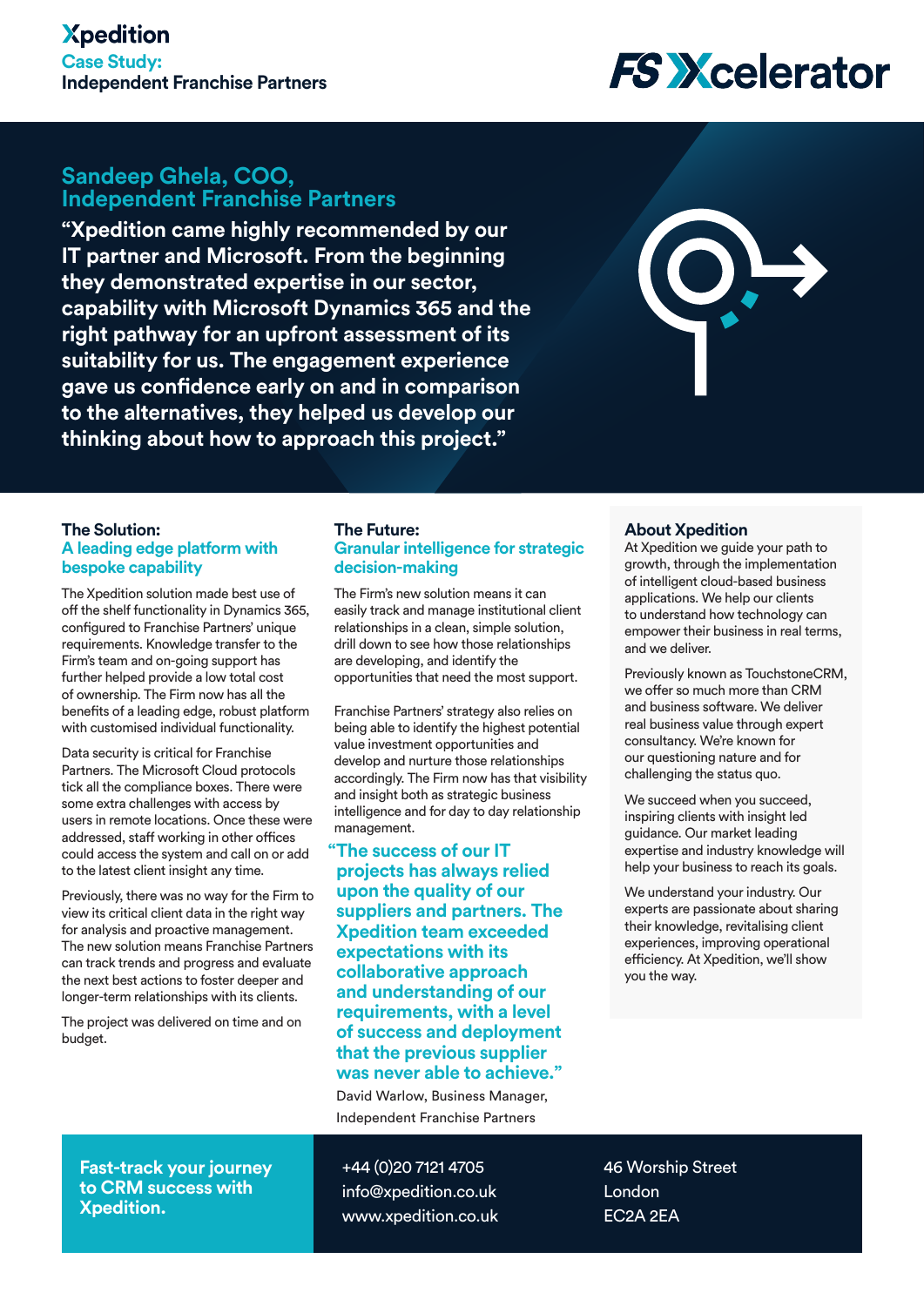**Xpedition**

**Case Study:**
**Independent Franchise Partners**

**FS Xcelerator**

## Sandeep Ghela, COO, Independent Franchise Partners

**"Xpedition came highly recommended by our IT partner and Microsoft. From the beginning they demonstrated expertise in our sector, capability with Microsoft Dynamics 365 and the right pathway for an upfront assessment of its suitability for us. The engagement experience gave us confidence early on and in comparison to the alternatives, they helped us develop our thinking about how to approach this project."**

### The Solution:
### A leading edge platform with bespoke capability

The Xpedition solution made best use of off the shelf functionality in Dynamics 365, configured to Franchise Partners' unique requirements. Knowledge transfer to the Firm's team and on-going support has further helped provide a low total cost of ownership. The Firm now has all the benefits of a leading edge, robust platform with customised individual functionality.

Data security is critical for Franchise Partners. The Microsoft Cloud protocols tick all the compliance boxes. There were some extra challenges with access by users in remote locations. Once these were addressed, staff working in other offices could access the system and call on or add to the latest client insight any time.

Previously, there was no way for the Firm to view its critical client data in the right way for analysis and proactive management. The new solution means Franchise Partners can track trends and progress and evaluate the next best actions to foster deeper and longer-term relationships with its clients.

The project was delivered on time and on budget.

### The Future:
### Granular intelligence for strategic decision-making

The Firm's new solution means it can easily track and manage institutional client relationships in a clean, simple solution, drill down to see how those relationships are developing, and identify the opportunities that need the most support.

Franchise Partners' strategy also relies on being able to identify the highest potential value investment opportunities and develop and nurture those relationships accordingly. The Firm now has that visibility and insight both as strategic business intelligence and for day to day relationship management.

**"The success of our IT projects has always relied upon the quality of our suppliers and partners. The Xpedition team exceeded expectations with its collaborative approach and understanding of our requirements, with a level of success and deployment that the previous supplier was never able to achieve."**

David Warlow, Business Manager, Independent Franchise Partners

### About Xpedition

At Xpedition we guide your path to growth, through the implementation of intelligent cloud-based business applications. We help our clients to understand how technology can empower their business in real terms, and we deliver.

Previously known as TouchstoneCRM, we offer so much more than CRM and business software. We deliver real business value through expert consultancy. We're known for our questioning nature and for challenging the status quo.

We succeed when you succeed, inspiring clients with insight led guidance. Our market leading expertise and industry knowledge will help your business to reach its goals.

We understand your industry. Our experts are passionate about sharing their knowledge, revitalising client experiences, improving operational efficiency. At Xpedition, we'll show you the way.

**Fast-track your journey to CRM success with Xpedition.**

+44 (0)20 7121 4705
info@xpedition.co.uk
www.xpedition.co.uk

46 Worship Street
London
EC2A 2EA